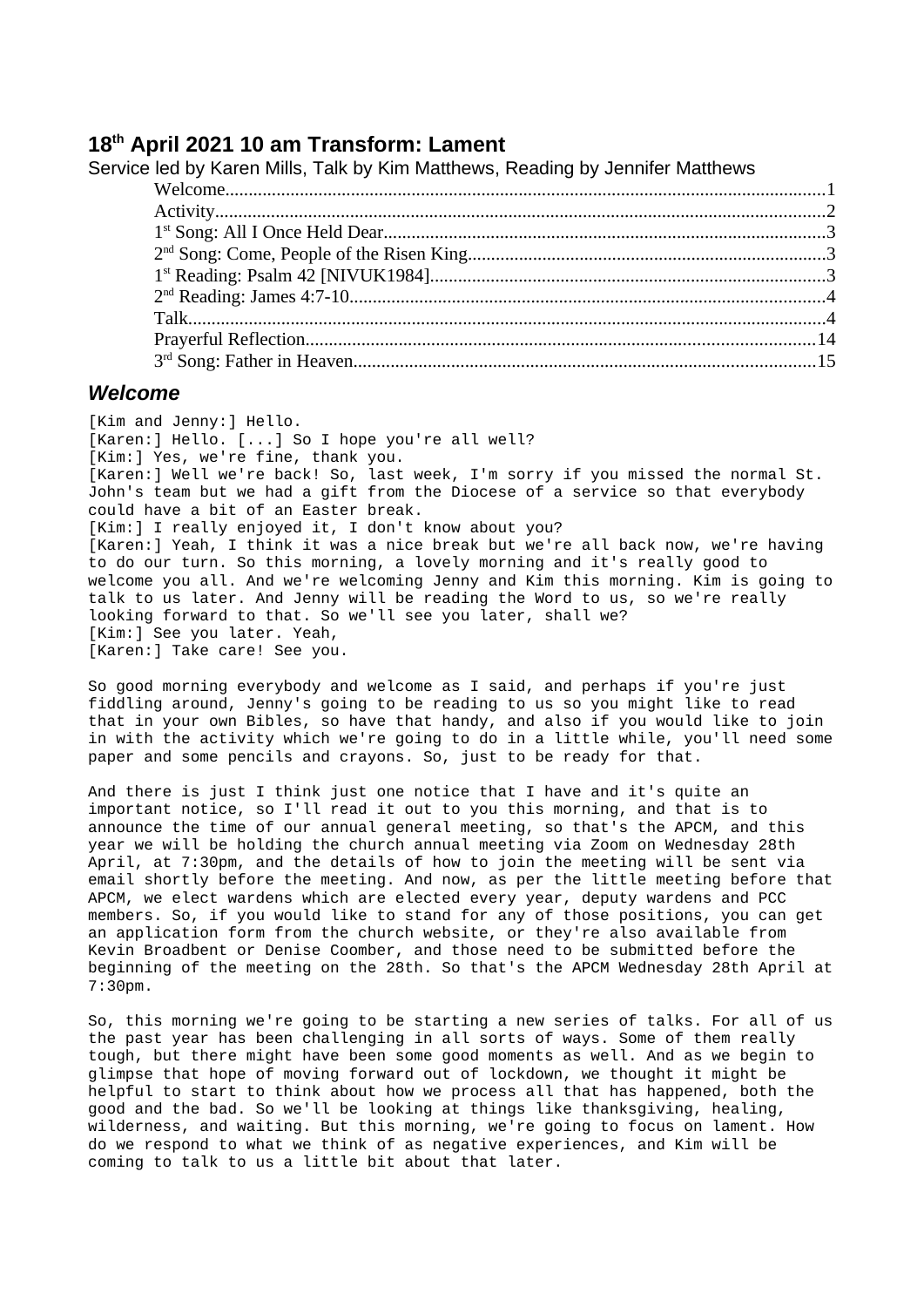# 18th April 2021 10 am Transform: Lament

Service led by Karen Mills, Talk by Kim Matthews, Reading by Jennifer Matthews

- Welcome....1
- Activity....2
- 1st Song: All I Once Held Dear....3
- 2nd Song: Come, People of the Risen King....3
- 1st Reading: Psalm 42 [NIVUK1984]....3
- 2nd Reading: James 4:7-10....4
- Talk....4
- Prayerful Reflection....14
- 3rd Song: Father in Heaven....15

## Welcome

```
[Kim and Jenny:] Hello.
[Karen:] Hello. [...] So I hope you're all well?
[Kim:] Yes, we're fine, thank you.
[Karen:] Well we're back! So, last week, I'm sorry if you missed the normal St.
John's team but we had a gift from the Diocese of a service so that everybody
could have a bit of an Easter break.
[Kim:] I really enjoyed it, I don't know about you?
[Karen:] Yeah, I think it was a nice break but we're all back now, we're having
to do our turn. So this morning, a lovely morning and it's really good to
welcome you all. And we're welcoming Jenny and Kim this morning. Kim is going to
talk to us later. And Jenny will be reading the Word to us, so we're really
looking forward to that. So we'll see you later, shall we?
[Kim:] See you later. Yeah,
[Karen:] Take care! See you.
```

```
So good morning everybody and welcome as I said, and perhaps if you're just
fiddling around, Jenny's going to be reading to us so you might like to read
that in your own Bibles, so have that handy, and also if you would like to join
in with the activity which we're going to do in a little while, you'll need some
paper and some pencils and crayons. So, just to be ready for that.
```

```
And there is just I think just one notice that I have and it's quite an
important notice, so I'll read it out to you this morning, and that is to
announce the time of our annual general meeting, so that's the APCM, and this
year we will be holding the church annual meeting via Zoom on Wednesday 28th
April, at 7:30pm, and the details of how to join the meeting will be sent via
email shortly before the meeting. And now, as per the little meeting before that
APCM, we elect wardens which are elected every year, deputy wardens and PCC
members. So, if you would like to stand for any of those positions, you can get
an application form from the church website, or they're also available from
Kevin Broadbent or Denise Coomber, and those need to be submitted before the
beginning of the meeting on the 28th. So that's the APCM Wednesday 28th April at
7:30pm.
```

```
So, this morning we're going to be starting a new series of talks. For all of us
the past year has been challenging in all sorts of ways. Some of them really
tough, but there might have been some good moments as well. And as we begin to
glimpse that hope of moving forward out of lockdown, we thought it might be
helpful to start to think about how we process all that has happened, both the
good and the bad. So we'll be looking at things like thanksgiving, healing,
wilderness, and waiting. But this morning, we're going to focus on lament. How
do we respond to what we think of as negative experiences, and Kim will be
coming to talk to us a little bit about that later.
```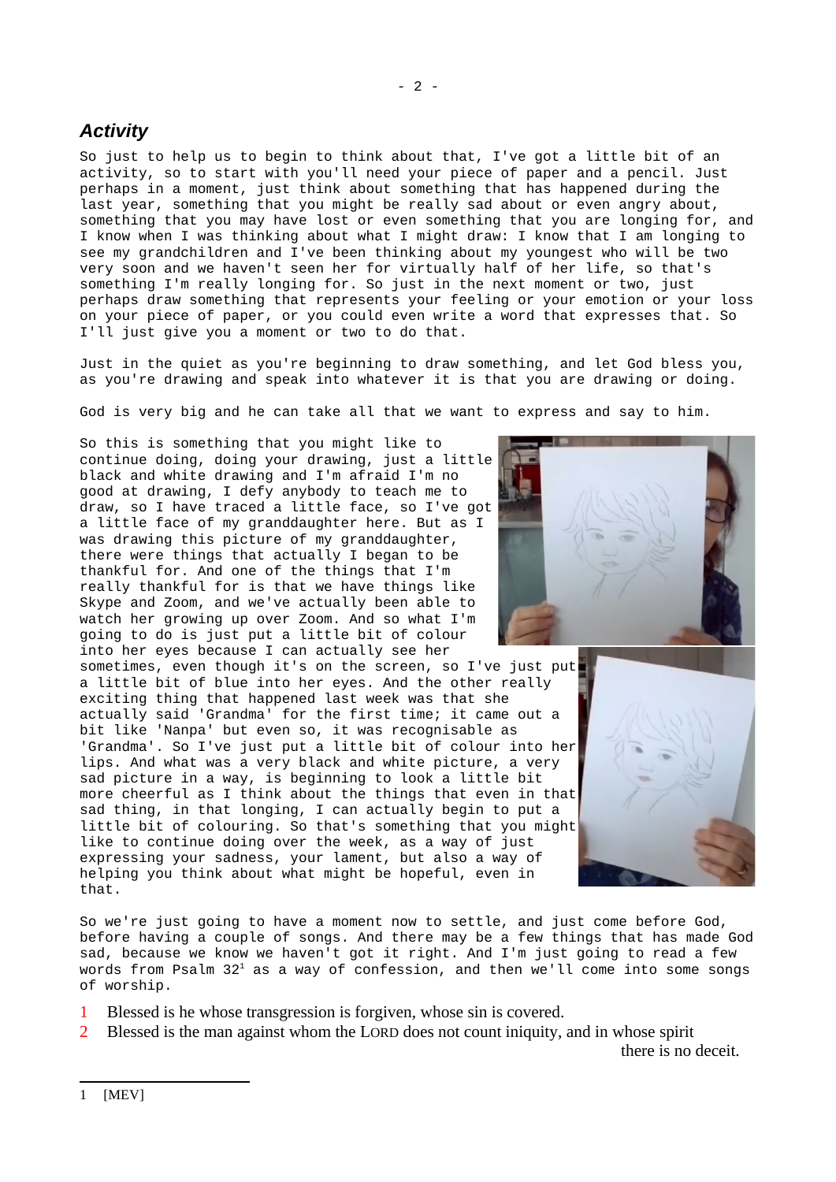## *Activity*

So just to help us to begin to think about that, I've got a little bit of an activity, so to start with you'll need your piece of paper and a pencil. Just perhaps in a moment, just think about something that has happened during the last year, something that you might be really sad about or even angry about, something that you may have lost or even something that you are longing for, and I know when I was thinking about what I might draw: I know that I am longing to see my grandchildren and I've been thinking about my youngest who will be two very soon and we haven't seen her for virtually half of her life, so that's something I'm really longing for. So just in the next moment or two, just perhaps draw something that represents your feeling or your emotion or your loss on your piece of paper, or you could even write a word that expresses that. So I'll just give you a moment or two to do that.

Just in the quiet as you're beginning to draw something, and let God bless you, as you're drawing and speak into whatever it is that you are drawing or doing.

God is very big and he can take all that we want to express and say to him.

So this is something that you might like to continue doing, doing your drawing, just a little black and white drawing and I'm afraid I'm no good at drawing, I defy anybody to teach me to draw, so I have traced a little face, so I've got a little face of my granddaughter here. But as I was drawing this picture of my granddaughter, there were things that actually I began to be thankful for. And one of the things that I'm really thankful for is that we have things like Skype and Zoom, and we've actually been able to watch her growing up over Zoom. And so what I'm going to do is just put a little bit of colour into her eyes because I can actually see her sometimes, even though it's on the screen, so I've just put a little bit of blue into her eyes. And the other really exciting thing that happened last week was that she actually said 'Grandma' for the first time; it came out a bit like 'Nanpa' but even so, it was recognisable as 'Grandma'. So I've just put a little bit of colour into her lips. And what was a very black and white picture, a very sad picture in a way, is beginning to look a little bit more cheerful as I think about the things that even in that sad thing, in that longing, I can actually begin to put a little bit of colouring. So that's something that you might like to continue doing over the week, as a way of just expressing your sadness, your lament, but also a way of helping you think about what might be hopeful, even in that.

So we're just going to have a moment now to settle, and just come before God, before having a couple of songs. And there may be a few things that has made God sad, because we know we haven't got it right. And I'm just going to read a few words from Psalm 32[1] as a way of confession, and then we'll come into some songs of worship.

1 Blessed is he whose transgression is forgiven, whose sin is covered.
2 Blessed is the man against whom the LORD does not count iniquity, and in whose spirit there is no deceit.

---

1 [MEV]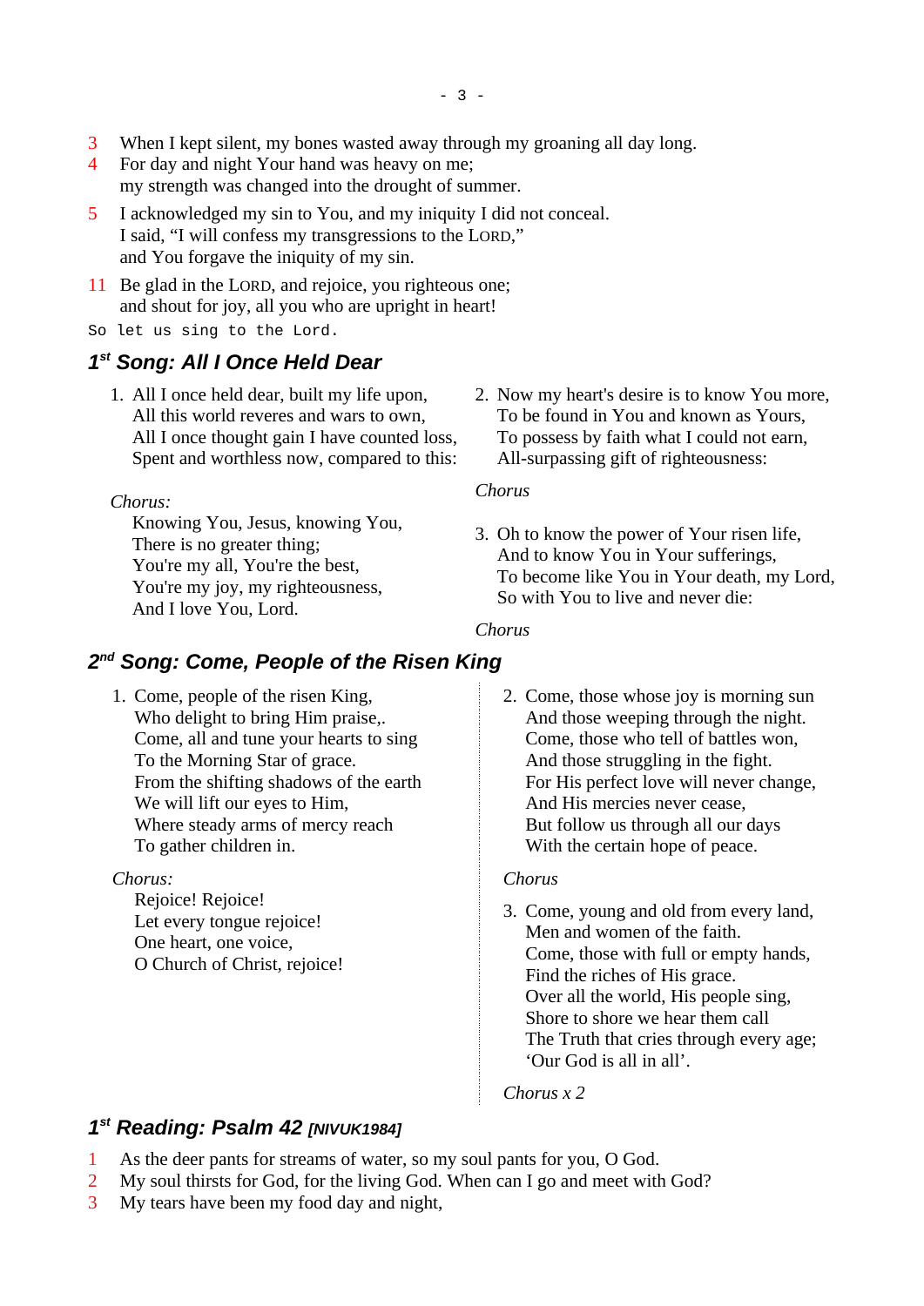3 When I kept silent, my bones wasted away through my groaning all day long.
4 For day and night Your hand was heavy on me;
my strength was changed into the drought of summer.

5 I acknowledged my sin to You, and my iniquity I did not conceal.
I said, "I will confess my transgressions to the LORD,"
and You forgave the iniquity of my sin.

11 Be glad in the LORD, and rejoice, you righteous one;
and shout for joy, all you who are upright in heart!

```
So let us sing to the Lord.
```

## *1st Song: All I Once Held Dear*

1. All I once held dear, built my life upon,
All this world reveres and wars to own,
All I once thought gain I have counted loss,
Spent and worthless now, compared to this:

*Chorus:*
Knowing You, Jesus, knowing You,
There is no greater thing;
You're my all, You're the best,
You're my joy, my righteousness,
And I love You, Lord.

2. Now my heart's desire is to know You more,
To be found in You and known as Yours,
To possess by faith what I could not earn,
All-surpassing gift of righteousness:

*Chorus*

3. Oh to know the power of Your risen life,
And to know You in Your sufferings,
To become like You in Your death, my Lord,
So with You to live and never die:

*Chorus*

## *2nd Song: Come, People of the Risen King*

1. Come, people of the risen King,
Who delight to bring Him praise,.
Come, all and tune your hearts to sing
To the Morning Star of grace.
From the shifting shadows of the earth
We will lift our eyes to Him,
Where steady arms of mercy reach
To gather children in.

*Chorus:*
Rejoice! Rejoice!
Let every tongue rejoice!
One heart, one voice,
O Church of Christ, rejoice!

2. Come, those whose joy is morning sun
And those weeping through the night.
Come, those who tell of battles won,
And those struggling in the fight.
For His perfect love will never change,
And His mercies never cease,
But follow us through all our days
With the certain hope of peace.

*Chorus*

3. Come, young and old from every land,
Men and women of the faith.
Come, those with full or empty hands,
Find the riches of His grace.
Over all the world, His people sing,
Shore to shore we hear them call
The Truth that cries through every age;
'Our God is all in all'.

*Chorus x 2*

## *1st Reading: Psalm 42 [NIVUK1984]*

1 As the deer pants for streams of water, so my soul pants for you, O God.
2 My soul thirsts for God, for the living God. When can I go and meet with God?
3 My tears have been my food day and night,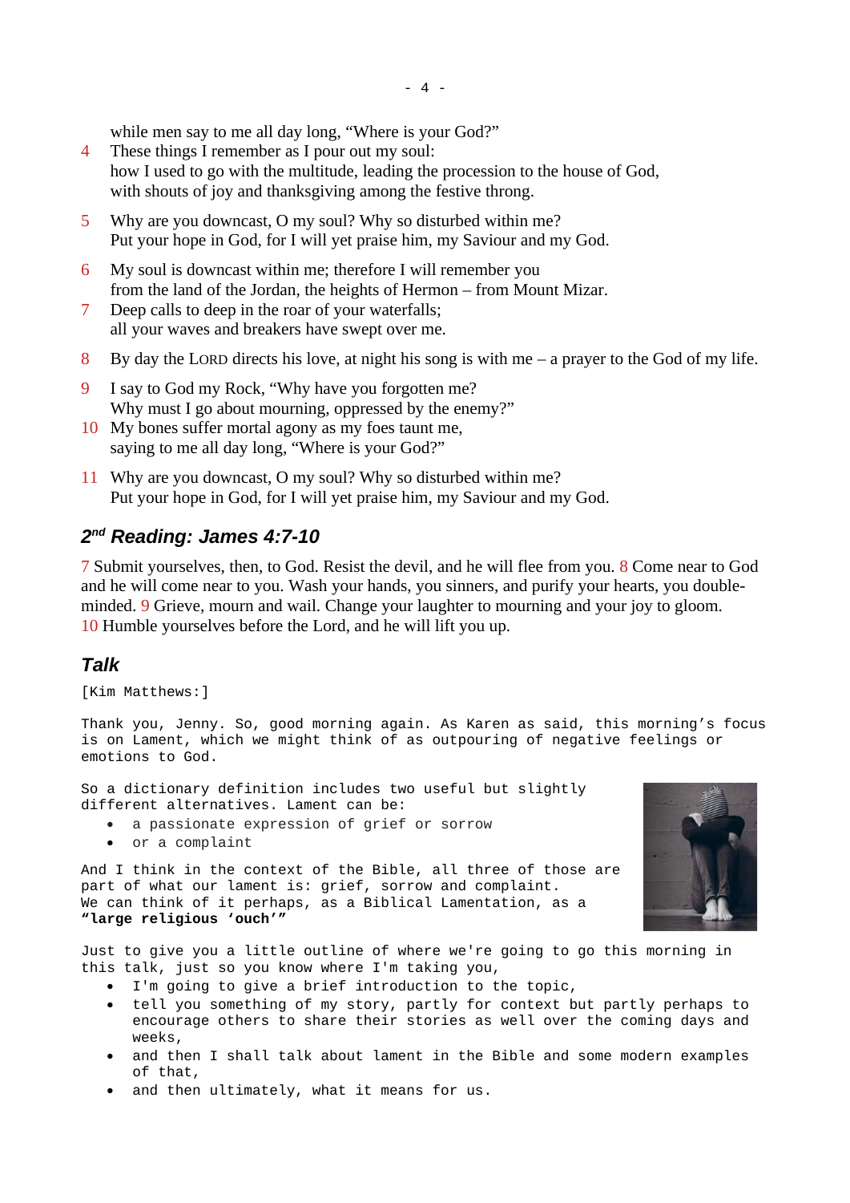while men say to me all day long, "Where is your God?"

4 These things I remember as I pour out my soul:
how I used to go with the multitude, leading the procession to the house of God,
with shouts of joy and thanksgiving among the festive throng.

5 Why are you downcast, O my soul? Why so disturbed within me?
Put your hope in God, for I will yet praise him, my Saviour and my God.

6 My soul is downcast within me; therefore I will remember you
from the land of the Jordan, the heights of Hermon – from Mount Mizar.

7 Deep calls to deep in the roar of your waterfalls;
all your waves and breakers have swept over me.

8 By day the LORD directs his love, at night his song is with me – a prayer to the God of my life.

9 I say to God my Rock, "Why have you forgotten me?
Why must I go about mourning, oppressed by the enemy?"

10 My bones suffer mortal agony as my foes taunt me,
saying to me all day long, "Where is your God?"

11 Why are you downcast, O my soul? Why so disturbed within me?
Put your hope in God, for I will yet praise him, my Saviour and my God.

## 2nd Reading: James 4:7-10

7 Submit yourselves, then, to God. Resist the devil, and he will flee from you. 8 Come near to God and he will come near to you. Wash your hands, you sinners, and purify your hearts, you double-minded. 9 Grieve, mourn and wail. Change your laughter to mourning and your joy to gloom. 10 Humble yourselves before the Lord, and he will lift you up.

## Talk

[Kim Matthews:]

Thank you, Jenny. So, good morning again. As Karen as said, this morning's focus is on Lament, which we might think of as outpouring of negative feelings or emotions to God.

So a dictionary definition includes two useful but slightly different alternatives. Lament can be:

- a passionate expression of grief or sorrow
- or a complaint

And I think in the context of the Bible, all three of those are part of what our lament is: grief, sorrow and complaint. We can think of it perhaps, as a Biblical Lamentation, as a **"large religious 'ouch'"**

Just to give you a little outline of where we're going to go this morning in this talk, just so you know where I'm taking you,

- I'm going to give a brief introduction to the topic,
- tell you something of my story, partly for context but partly perhaps to encourage others to share their stories as well over the coming days and weeks,
- and then I shall talk about lament in the Bible and some modern examples of that,
- and then ultimately, what it means for us.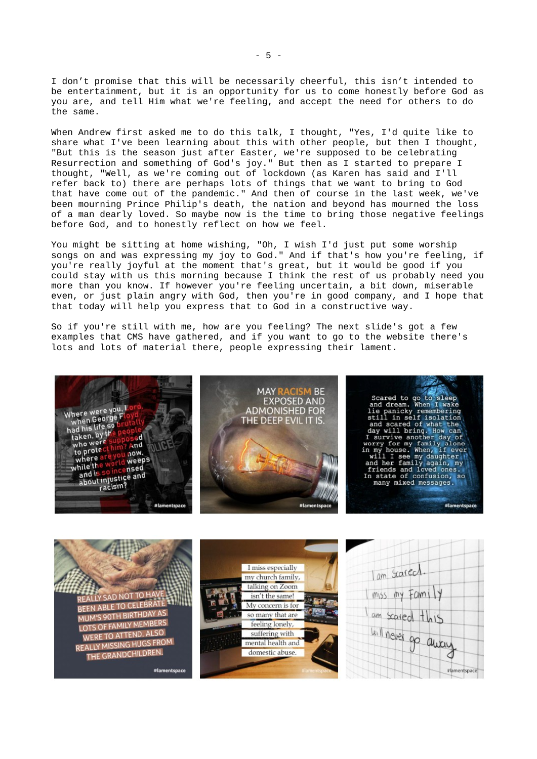I don't promise that this will be necessarily cheerful, this isn't intended to be entertainment, but it is an opportunity for us to come honestly before God as you are, and tell Him what we're feeling, and accept the need for others to do the same.

When Andrew first asked me to do this talk, I thought, "Yes, I'd quite like to share what I've been learning about this with other people, but then I thought, "But this is the season just after Easter, we're supposed to be celebrating Resurrection and something of God's joy." But then as I started to prepare I thought, "Well, as we're coming out of lockdown (as Karen has said and I'll refer back to) there are perhaps lots of things that we want to bring to God that have come out of the pandemic." And then of course in the last week, we've been mourning Prince Philip's death, the nation and beyond has mourned the loss of a man dearly loved. So maybe now is the time to bring those negative feelings before God, and to honestly reflect on how we feel.

You might be sitting at home wishing, "Oh, I wish I'd just put some worship songs on and was expressing my joy to God." And if that's how you're feeling, if you're really joyful at the moment that's great, but it would be good if you could stay with us this morning because I think the rest of us probably need you more than you know. If however you're feeling uncertain, a bit down, miserable even, or just plain angry with God, then you're in good company, and I hope that that today will help you express that to God in a constructive way.

So if you're still with me, how are you feeling? The next slide's got a few examples that CMS have gathered, and if you want to go to the website there's lots and lots of material there, people expressing their lament.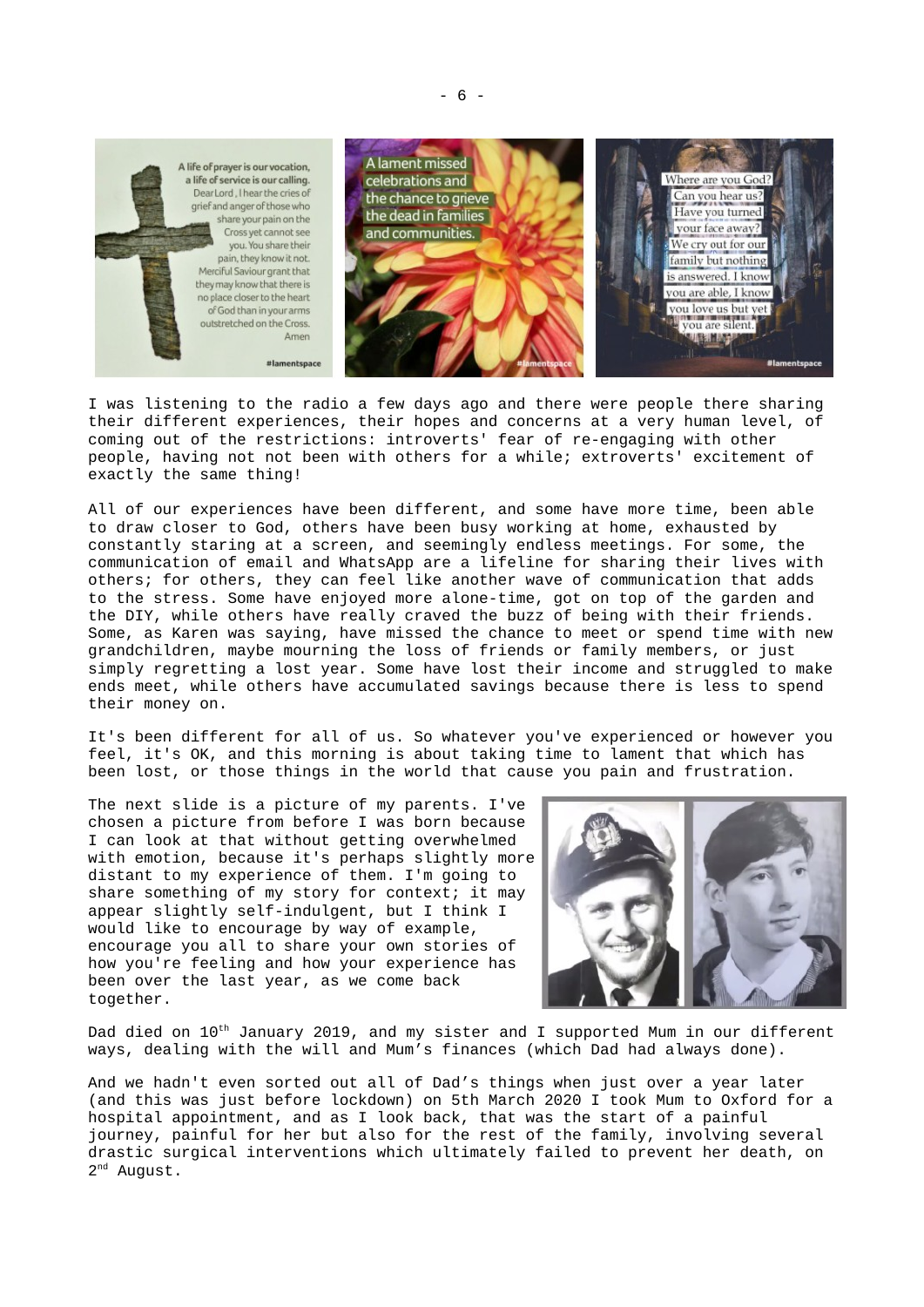I was listening to the radio a few days ago and there were people there sharing their different experiences, their hopes and concerns at a very human level, of coming out of the restrictions: introverts' fear of re-engaging with other people, having not not been with others for a while; extroverts' excitement of exactly the same thing!

All of our experiences have been different, and some have more time, been able to draw closer to God, others have been busy working at home, exhausted by constantly staring at a screen, and seemingly endless meetings. For some, the communication of email and WhatsApp are a lifeline for sharing their lives with others; for others, they can feel like another wave of communication that adds to the stress. Some have enjoyed more alone-time, got on top of the garden and the DIY, while others have really craved the buzz of being with their friends. Some, as Karen was saying, have missed the chance to meet or spend time with new grandchildren, maybe mourning the loss of friends or family members, or just simply regretting a lost year. Some have lost their income and struggled to make ends meet, while others have accumulated savings because there is less to spend their money on.

It's been different for all of us. So whatever you've experienced or however you feel, it's OK, and this morning is about taking time to lament that which has been lost, or those things in the world that cause you pain and frustration.

The next slide is a picture of my parents. I've chosen a picture from before I was born because I can look at that without getting overwhelmed with emotion, because it's perhaps slightly more distant to my experience of them. I'm going to share something of my story for context; it may appear slightly self-indulgent, but I think I would like to encourage by way of example, encourage you all to share your own stories of how you're feeling and how your experience has been over the last year, as we come back together.

Dad died on 10th January 2019, and my sister and I supported Mum in our different ways, dealing with the will and Mum's finances (which Dad had always done).

And we hadn't even sorted out all of Dad's things when just over a year later (and this was just before lockdown) on 5th March 2020 I took Mum to Oxford for a hospital appointment, and as I look back, that was the start of a painful journey, painful for her but also for the rest of the family, involving several drastic surgical interventions which ultimately failed to prevent her death, on 2nd August.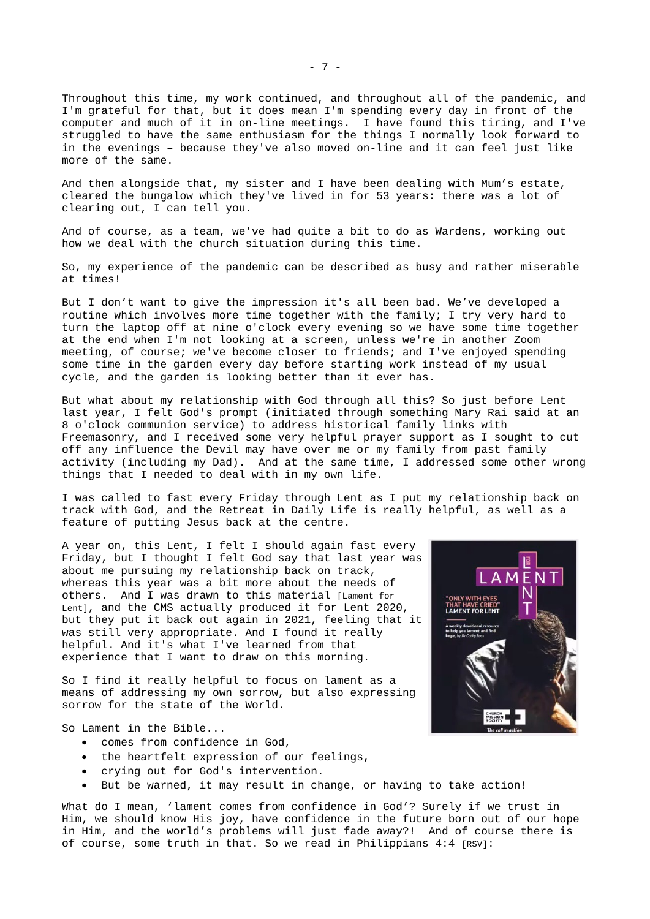Throughout this time, my work continued, and throughout all of the pandemic, and I'm grateful for that, but it does mean I'm spending every day in front of the computer and much of it in on-line meetings. I have found this tiring, and I've struggled to have the same enthusiasm for the things I normally look forward to in the evenings – because they've also moved on-line and it can feel just like more of the same.

And then alongside that, my sister and I have been dealing with Mum's estate, cleared the bungalow which they've lived in for 53 years: there was a lot of clearing out, I can tell you.

And of course, as a team, we've had quite a bit to do as Wardens, working out how we deal with the church situation during this time.

So, my experience of the pandemic can be described as busy and rather miserable at times!

But I don't want to give the impression it's all been bad. We've developed a routine which involves more time together with the family; I try very hard to turn the laptop off at nine o'clock every evening so we have some time together at the end when I'm not looking at a screen, unless we're in another Zoom meeting, of course; we've become closer to friends; and I've enjoyed spending some time in the garden every day before starting work instead of my usual cycle, and the garden is looking better than it ever has.

But what about my relationship with God through all this? So just before Lent last year, I felt God's prompt (initiated through something Mary Rai said at an 8 o'clock communion service) to address historical family links with Freemasonry, and I received some very helpful prayer support as I sought to cut off any influence the Devil may have over me or my family from past family activity (including my Dad). And at the same time, I addressed some other wrong things that I needed to deal with in my own life.

I was called to fast every Friday through Lent as I put my relationship back on track with God, and the Retreat in Daily Life is really helpful, as well as a feature of putting Jesus back at the centre.

A year on, this Lent, I felt I should again fast every Friday, but I thought I felt God say that last year was about me pursuing my relationship back on track, whereas this year was a bit more about the needs of others. And I was drawn to this material [Lament for Lent], and the CMS actually produced it for Lent 2020, but they put it back out again in 2021, feeling that it was still very appropriate. And I found it really helpful. And it's what I've learned from that experience that I want to draw on this morning.

So I find it really helpful to focus on lament as a means of addressing my own sorrow, but also expressing sorrow for the state of the World.

So Lament in the Bible...

- comes from confidence in God,
- the heartfelt expression of our feelings,
- crying out for God's intervention.
- But be warned, it may result in change, or having to take action!

What do I mean, 'lament comes from confidence in God'? Surely if we trust in Him, we should know His joy, have confidence in the future born out of our hope in Him, and the world's problems will just fade away?! And of course there is of course, some truth in that. So we read in Philippians 4:4 [RSV]: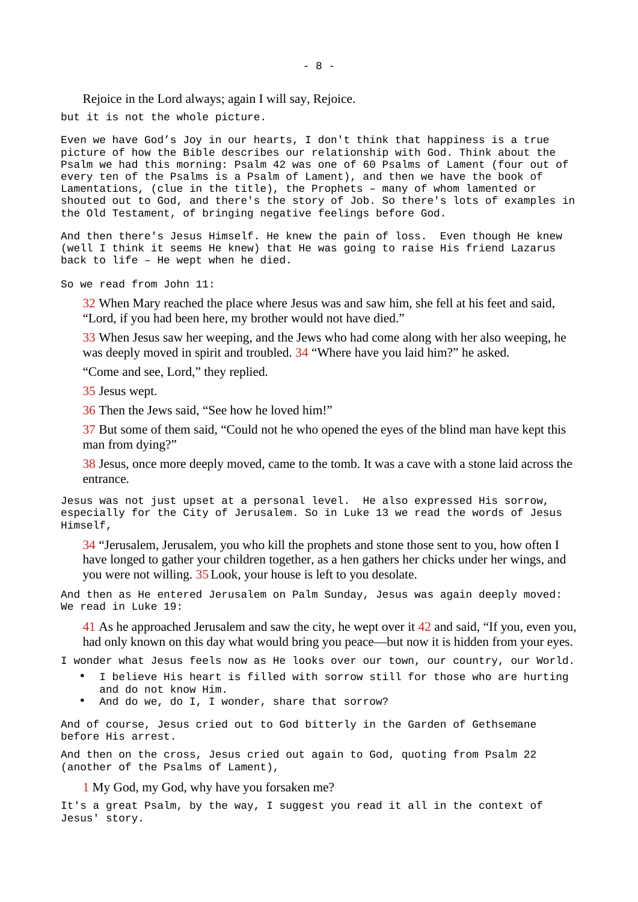Rejoice in the Lord always; again I will say, Rejoice.

but it is not the whole picture.

Even we have God's Joy in our hearts, I don't think that happiness is a true picture of how the Bible describes our relationship with God. Think about the Psalm we had this morning: Psalm 42 was one of 60 Psalms of Lament (four out of every ten of the Psalms is a Psalm of Lament), and then we have the book of Lamentations, (clue in the title), the Prophets – many of whom lamented or shouted out to God, and there's the story of Job. So there's lots of examples in the Old Testament, of bringing negative feelings before God.

And then there's Jesus Himself. He knew the pain of loss. Even though He knew (well I think it seems He knew) that He was going to raise His friend Lazarus back to life – He wept when he died.

So we read from John 11:

> 32 When Mary reached the place where Jesus was and saw him, she fell at his feet and said, "Lord, if you had been here, my brother would not have died."
>
> 33 When Jesus saw her weeping, and the Jews who had come along with her also weeping, he was deeply moved in spirit and troubled. 34 "Where have you laid him?" he asked.
>
> "Come and see, Lord," they replied.
>
> 35 Jesus wept.
>
> 36 Then the Jews said, "See how he loved him!"
>
> 37 But some of them said, "Could not he who opened the eyes of the blind man have kept this man from dying?"
>
> 38 Jesus, once more deeply moved, came to the tomb. It was a cave with a stone laid across the entrance.

Jesus was not just upset at a personal level. He also expressed His sorrow, especially for the City of Jerusalem. So in Luke 13 we read the words of Jesus Himself,

> 34 "Jerusalem, Jerusalem, you who kill the prophets and stone those sent to you, how often I have longed to gather your children together, as a hen gathers her chicks under her wings, and you were not willing. 35 Look, your house is left to you desolate.

And then as He entered Jerusalem on Palm Sunday, Jesus was again deeply moved: We read in Luke 19:

> 41 As he approached Jerusalem and saw the city, he wept over it 42 and said, "If you, even you, had only known on this day what would bring you peace—but now it is hidden from your eyes.

I wonder what Jesus feels now as He looks over our town, our country, our World.

- I believe His heart is filled with sorrow still for those who are hurting and do not know Him.
- And do we, do I, I wonder, share that sorrow?

And of course, Jesus cried out to God bitterly in the Garden of Gethsemane before His arrest.

And then on the cross, Jesus cried out again to God, quoting from Psalm 22 (another of the Psalms of Lament),

> 1 My God, my God, why have you forsaken me?

It's a great Psalm, by the way, I suggest you read it all in the context of Jesus' story.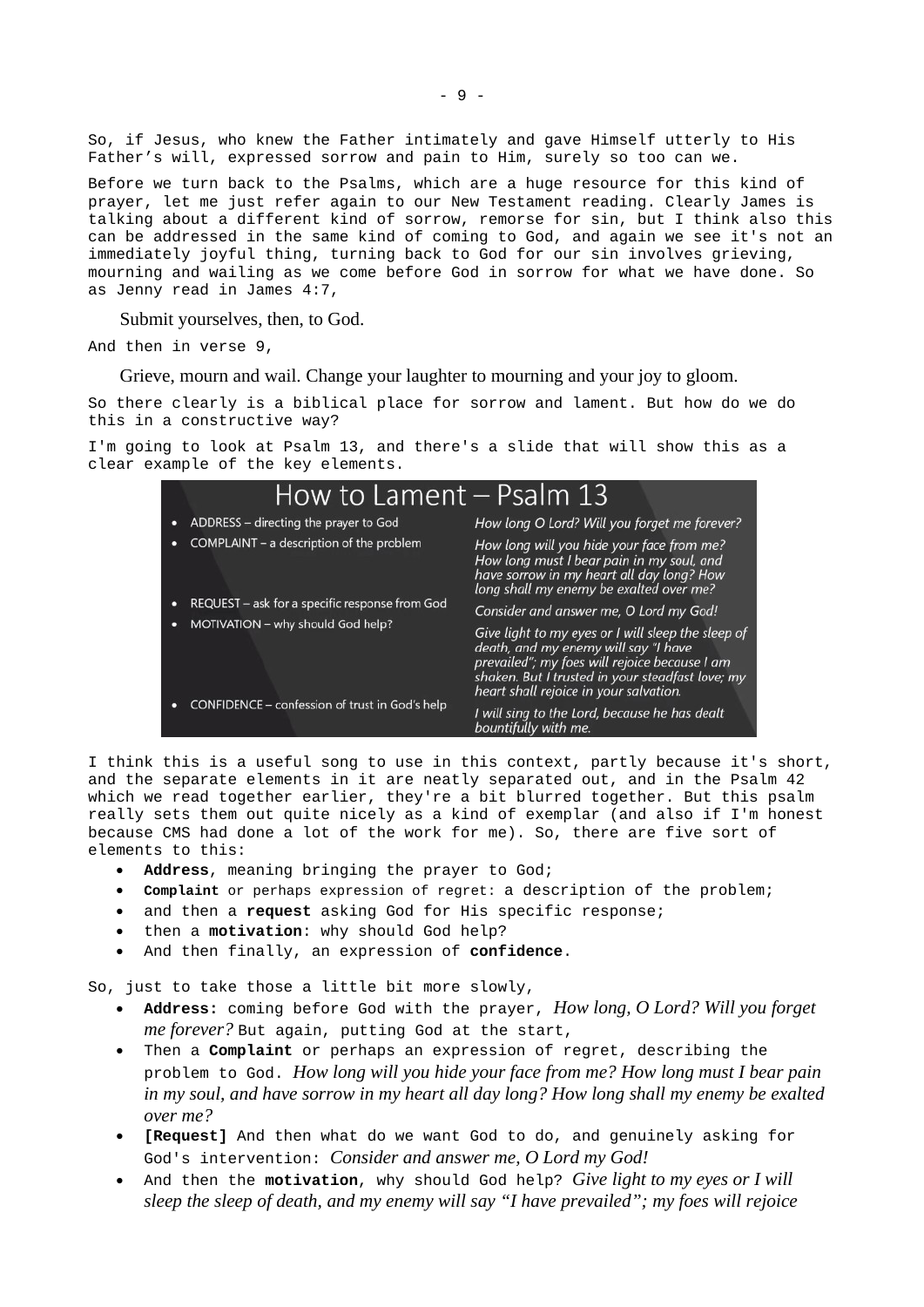So, if Jesus, who knew the Father intimately and gave Himself utterly to His Father's will, expressed sorrow and pain to Him, surely so too can we.

Before we turn back to the Psalms, which are a huge resource for this kind of prayer, let me just refer again to our New Testament reading. Clearly James is talking about a different kind of sorrow, remorse for sin, but I think also this can be addressed in the same kind of coming to God, and again we see it's not an immediately joyful thing, turning back to God for our sin involves grieving, mourning and wailing as we come before God in sorrow for what we have done. So as Jenny read in James 4:7,

> Submit yourselves, then, to God.

And then in verse 9,

> Grieve, mourn and wail. Change your laughter to mourning and your joy to gloom.

So there clearly is a biblical place for sorrow and lament. But how do we do this in a constructive way?

I'm going to look at Psalm 13, and there's a slide that will show this as a clear example of the key elements.

**How to Lament – Psalm 13**

| | |
|---|---|
| • ADDRESS – directing the prayer to God | *How long O Lord? Will you forget me forever?* |
| • COMPLAINT – a description of the problem | *How long will you hide your face from me? How long must I bear pain in my soul, and have sorrow in my heart all day long? How long shall my enemy be exalted over me?* |
| • REQUEST – ask for a specific response from God | *Consider and answer me, O Lord my God!* |
| • MOTIVATION – why should God help? | *Give light to my eyes or I will sleep the sleep of death, and my enemy will say "I have prevailed"; my foes will rejoice because I am shaken. But I trusted in your steadfast love; my heart shall rejoice in your salvation.* |
| • CONFIDENCE – confession of trust in God's help | *I will sing to the Lord, because he has dealt bountifully with me.* |

I think this is a useful song to use in this context, partly because it's short, and the separate elements in it are neatly separated out, and in the Psalm 42 which we read together earlier, they're a bit blurred together. But this psalm really sets them out quite nicely as a kind of exemplar (and also if I'm honest because CMS had done a lot of the work for me). So, there are five sort of elements to this:

- **Address**, meaning bringing the prayer to God;
- **Complaint** or perhaps expression of regret: a description of the problem;
- and then a **request** asking God for His specific response;
- then a **motivation**: why should God help?
- And then finally, an expression of **confidence**.

So, just to take those a little bit more slowly,

- **Address:** coming before God with the prayer, *How long, O Lord? Will you forget me forever?* But again, putting God at the start,
- Then a **Complaint** or perhaps an expression of regret, describing the problem to God. *How long will you hide your face from me? How long must I bear pain in my soul, and have sorrow in my heart all day long? How long shall my enemy be exalted over me?*
- **[Request]** And then what do we want God to do, and genuinely asking for God's intervention: *Consider and answer me, O Lord my God!*
- And then the **motivation**, why should God help? *Give light to my eyes or I will sleep the sleep of death, and my enemy will say "I have prevailed"; my foes will rejoice*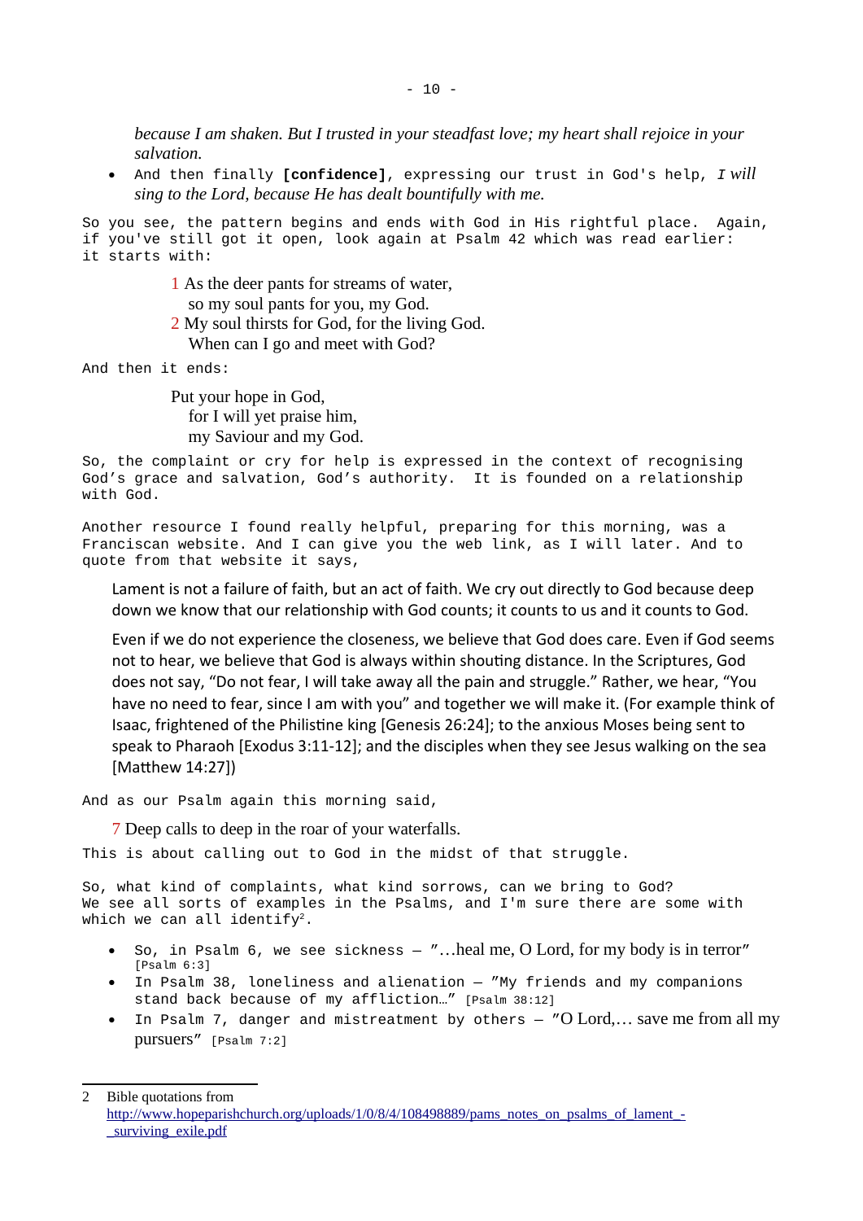*because I am shaken. But I trusted in your steadfast love; my heart shall rejoice in your salvation.*

- And then finally **[confidence]**, expressing our trust in God's help, *I will sing to the Lord, because He has dealt bountifully with me.*

So you see, the pattern begins and ends with God in His rightful place. Again, if you've still got it open, look again at Psalm 42 which was read earlier: it starts with:

> 1 As the deer pants for streams of water,
> so my soul pants for you, my God.
> 2 My soul thirsts for God, for the living God.
> When can I go and meet with God?

And then it ends:

> Put your hope in God,
> for I will yet praise him,
> my Saviour and my God.

So, the complaint or cry for help is expressed in the context of recognising God's grace and salvation, God's authority. It is founded on a relationship with God.

Another resource I found really helpful, preparing for this morning, was a Franciscan website. And I can give you the web link, as I will later. And to quote from that website it says,

> Lament is not a failure of faith, but an act of faith. We cry out directly to God because deep down we know that our relationship with God counts; it counts to us and it counts to God.
>
> Even if we do not experience the closeness, we believe that God does care. Even if God seems not to hear, we believe that God is always within shouting distance. In the Scriptures, God does not say, "Do not fear, I will take away all the pain and struggle." Rather, we hear, "You have no need to fear, since I am with you" and together we will make it. (For example think of Isaac, frightened of the Philistine king [Genesis 26:24]; to the anxious Moses being sent to speak to Pharaoh [Exodus 3:11-12]; and the disciples when they see Jesus walking on the sea [Matthew 14:27])

And as our Psalm again this morning said,

> 7 Deep calls to deep in the roar of your waterfalls.

This is about calling out to God in the midst of that struggle.

So, what kind of complaints, what kind sorrows, can we bring to God? We see all sorts of examples in the Psalms, and I'm sure there are some with which we can all identify[2].

- So, in Psalm 6, we see sickness – "…heal me, O Lord, for my body is in terror" [Psalm 6:3]
- In Psalm 38, loneliness and alienation – "My friends and my companions stand back because of my affliction…" [Psalm 38:12]
- In Psalm 7, danger and mistreatment by others – "O Lord,… save me from all my pursuers" [Psalm 7:2]

---

2 Bible quotations from http://www.hopeparishchurch.org/uploads/1/0/8/4/108498889/pams_notes_on_psalms_of_lament_-_surviving_exile.pdf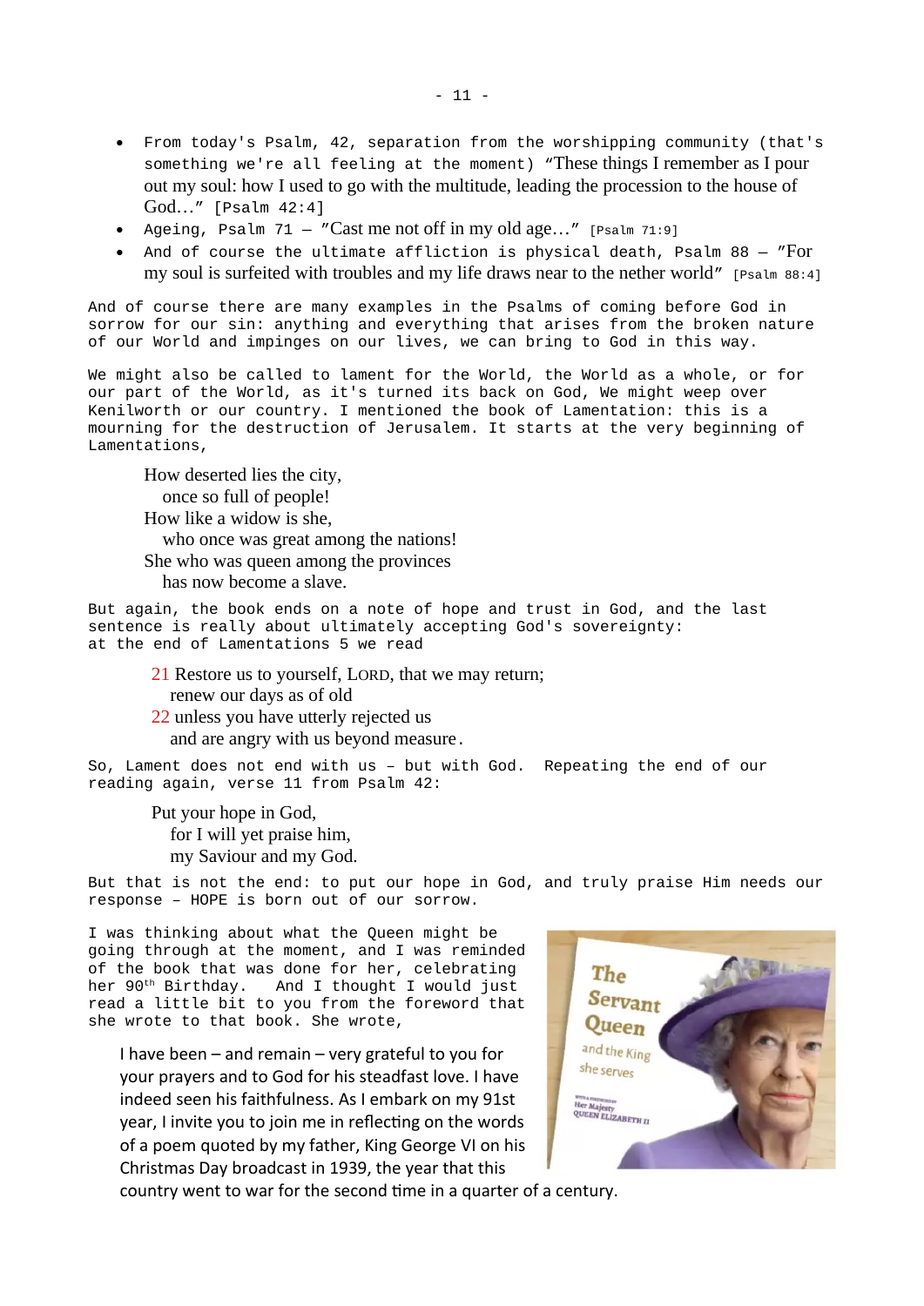- From today's Psalm, 42, separation from the worshipping community (that's something we're all feeling at the moment) "These things I remember as I pour out my soul: how I used to go with the multitude, leading the procession to the house of God…" [Psalm 42:4]
- Ageing, Psalm 71 – "Cast me not off in my old age…" [Psalm 71:9]
- And of course the ultimate affliction is physical death, Psalm 88 – "For my soul is surfeited with troubles and my life draws near to the nether world" [Psalm 88:4]

And of course there are many examples in the Psalms of coming before God in sorrow for our sin: anything and everything that arises from the broken nature of our World and impinges on our lives, we can bring to God in this way.

We might also be called to lament for the World, the World as a whole, or for our part of the World, as it's turned its back on God, We might weep over Kenilworth or our country. I mentioned the book of Lamentation: this is a mourning for the destruction of Jerusalem. It starts at the very beginning of Lamentations,

> How deserted lies the city,
> once so full of people!
> How like a widow is she,
> who once was great among the nations!
> She who was queen among the provinces
> has now become a slave.

But again, the book ends on a note of hope and trust in God, and the last sentence is really about ultimately accepting God's sovereignty: at the end of Lamentations 5 we read

> 21 Restore us to yourself, LORD, that we may return;
> renew our days as of old
> 22 unless you have utterly rejected us
> and are angry with us beyond measure.

So, Lament does not end with us – but with God. Repeating the end of our reading again, verse 11 from Psalm 42:

> Put your hope in God,
> for I will yet praise him,
> my Saviour and my God.

But that is not the end: to put our hope in God, and truly praise Him needs our response – HOPE is born out of our sorrow.

I was thinking about what the Queen might be going through at the moment, and I was reminded of the book that was done for her, celebrating her 90th Birthday. And I thought I would just read a little bit to you from the foreword that she wrote to that book. She wrote,

> I have been – and remain – very grateful to you for your prayers and to God for his steadfast love. I have indeed seen his faithfulness. As I embark on my 91st year, I invite you to join me in reflecting on the words of a poem quoted by my father, King George VI on his Christmas Day broadcast in 1939, the year that this country went to war for the second time in a quarter of a century.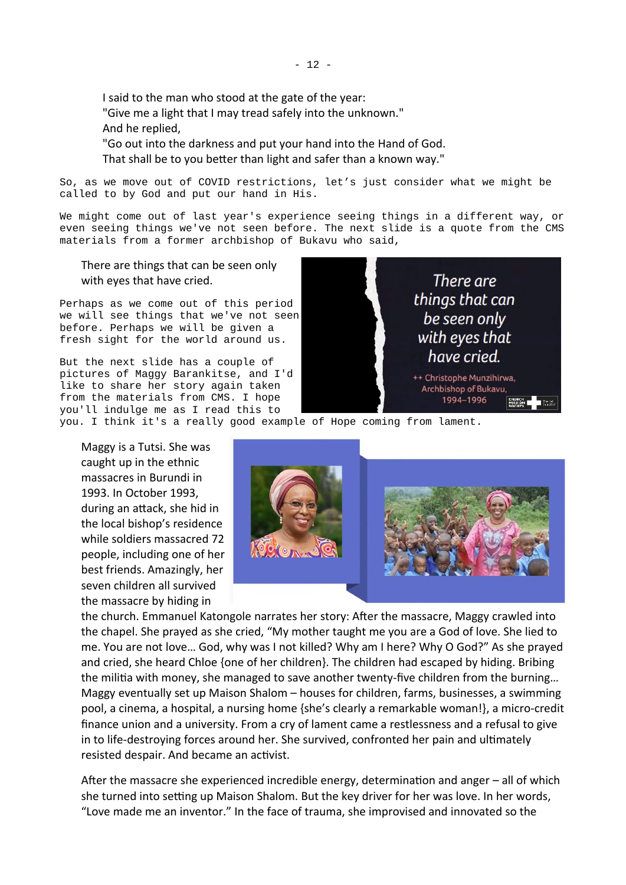I said to the man who stood at the gate of the year:
"Give me a light that I may tread safely into the unknown."
And he replied,
"Go out into the darkness and put your hand into the Hand of God.
That shall be to you better than light and safer than a known way."

So, as we move out of COVID restrictions, let's just consider what we might be called to by God and put our hand in His.

We might come out of last year's experience seeing things in a different way, or even seeing things we've not seen before. The next slide is a quote from the CMS materials from a former archbishop of Bukavu who said,

> There are things that can be seen only with eyes that have cried.

Perhaps as we come out of this period we will see things that we've not seen before. Perhaps we will be given a fresh sight for the world around us.

But the next slide has a couple of pictures of Maggy Barankitse, and I'd like to share her story again taken from the materials from CMS. I hope you'll indulge me as I read this to you. I think it's a really good example of Hope coming from lament.

> Maggy is a Tutsi. She was caught up in the ethnic massacres in Burundi in 1993. In October 1993, during an attack, she hid in the local bishop's residence while soldiers massacred 72 people, including one of her best friends. Amazingly, her seven children all survived the massacre by hiding in the church. Emmanuel Katongole narrates her story: After the massacre, Maggy crawled into the chapel. She prayed as she cried, "My mother taught me you are a God of love. She lied to me. You are not love… God, why was I not killed? Why am I here? Why O God?" As she prayed and cried, she heard Chloe {one of her children}. The children had escaped by hiding. Bribing the militia with money, she managed to save another twenty-five children from the burning… Maggy eventually set up Maison Shalom – houses for children, farms, businesses, a swimming pool, a cinema, a hospital, a nursing home {she's clearly a remarkable woman!}, a micro-credit finance union and a university. From a cry of lament came a restlessness and a refusal to give in to life-destroying forces around her. She survived, confronted her pain and ultimately resisted despair. And became an activist.
>
> After the massacre she experienced incredible energy, determination and anger – all of which she turned into setting up Maison Shalom. But the key driver for her was love. In her words, "Love made me an inventor." In the face of trauma, she improvised and innovated so the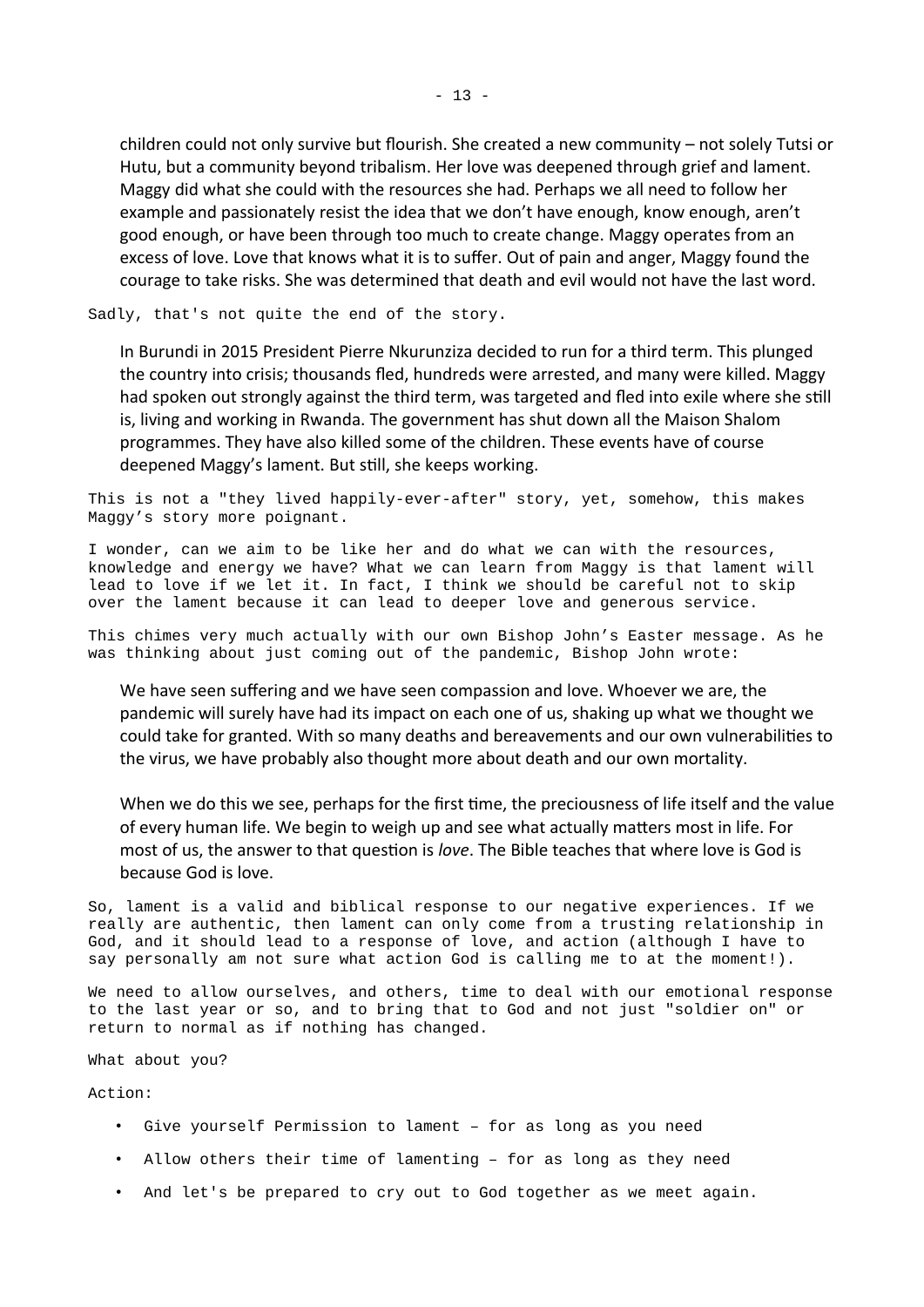> children could not only survive but flourish. She created a new community – not solely Tutsi or Hutu, but a community beyond tribalism. Her love was deepened through grief and lament. Maggy did what she could with the resources she had. Perhaps we all need to follow her example and passionately resist the idea that we don't have enough, know enough, aren't good enough, or have been through too much to create change. Maggy operates from an excess of love. Love that knows what it is to suffer. Out of pain and anger, Maggy found the courage to take risks. She was determined that death and evil would not have the last word.

Sadly, that's not quite the end of the story.

> In Burundi in 2015 President Pierre Nkurunziza decided to run for a third term. This plunged the country into crisis; thousands fled, hundreds were arrested, and many were killed. Maggy had spoken out strongly against the third term, was targeted and fled into exile where she still is, living and working in Rwanda. The government has shut down all the Maison Shalom programmes. They have also killed some of the children. These events have of course deepened Maggy's lament. But still, she keeps working.

This is not a "they lived happily-ever-after" story, yet, somehow, this makes Maggy's story more poignant.

I wonder, can we aim to be like her and do what we can with the resources, knowledge and energy we have? What we can learn from Maggy is that lament will lead to love if we let it. In fact, I think we should be careful not to skip over the lament because it can lead to deeper love and generous service.

This chimes very much actually with our own Bishop John's Easter message. As he was thinking about just coming out of the pandemic, Bishop John wrote:

> We have seen suffering and we have seen compassion and love. Whoever we are, the pandemic will surely have had its impact on each one of us, shaking up what we thought we could take for granted. With so many deaths and bereavements and our own vulnerabilities to the virus, we have probably also thought more about death and our own mortality.
>
> When we do this we see, perhaps for the first time, the preciousness of life itself and the value of every human life. We begin to weigh up and see what actually matters most in life. For most of us, the answer to that question is *love*. The Bible teaches that where love is God is because God is love.

So, lament is a valid and biblical response to our negative experiences. If we really are authentic, then lament can only come from a trusting relationship in God, and it should lead to a response of love, and action (although I have to say personally am not sure what action God is calling me to at the moment!).

We need to allow ourselves, and others, time to deal with our emotional response to the last year or so, and to bring that to God and not just "soldier on" or return to normal as if nothing has changed.

What about you?

Action:

- Give yourself Permission to lament – for as long as you need
- Allow others their time of lamenting – for as long as they need
- And let's be prepared to cry out to God together as we meet again.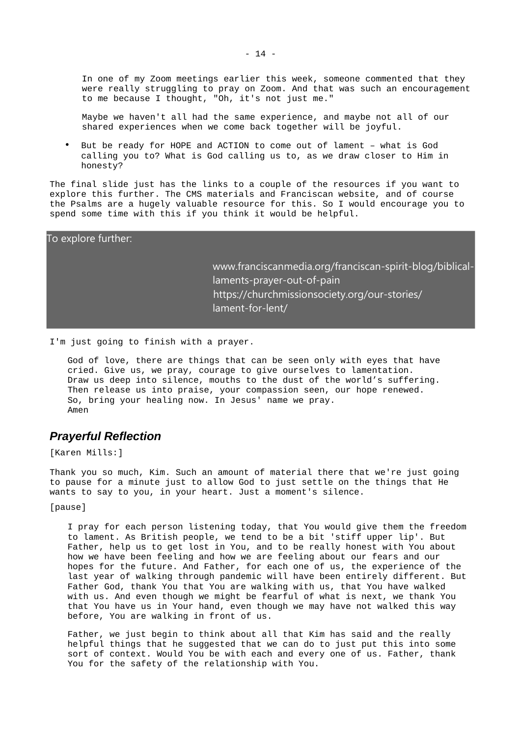In one of my Zoom meetings earlier this week, someone commented that they were really struggling to pray on Zoom. And that was such an encouragement to me because I thought, "Oh, it's not just me."

Maybe we haven't all had the same experience, and maybe not all of our shared experiences when we come back together will be joyful.

- But be ready for HOPE and ACTION to come out of lament – what is God calling you to? What is God calling us to, as we draw closer to Him in honesty?

The final slide just has the links to a couple of the resources if you want to explore this further. The CMS materials and Franciscan website, and of course the Psalms are a hugely valuable resource for this. So I would encourage you to spend some time with this if you think it would be helpful.

To explore further:

www.franciscanmedia.org/franciscan-spirit-blog/biblical-laments-prayer-out-of-pain
https://churchmissionsociety.org/our-stories/lament-for-lent/

I'm just going to finish with a prayer.

> God of love, there are things that can be seen only with eyes that have cried. Give us, we pray, courage to give ourselves to lamentation. Draw us deep into silence, mouths to the dust of the world's suffering. Then release us into praise, your compassion seen, our hope renewed. So, bring your healing now. In Jesus' name we pray.
> Amen

## *Prayerful Reflection*

[Karen Mills:]

Thank you so much, Kim. Such an amount of material there that we're just going to pause for a minute just to allow God to just settle on the things that He wants to say to you, in your heart. Just a moment's silence.

[pause]

> I pray for each person listening today, that You would give them the freedom to lament. As British people, we tend to be a bit 'stiff upper lip'. But Father, help us to get lost in You, and to be really honest with You about how we have been feeling and how we are feeling about our fears and our hopes for the future. And Father, for each one of us, the experience of the last year of walking through pandemic will have been entirely different. But Father God, thank You that You are walking with us, that You have walked with us. And even though we might be fearful of what is next, we thank You that You have us in Your hand, even though we may have not walked this way before, You are walking in front of us.
>
> Father, we just begin to think about all that Kim has said and the really helpful things that he suggested that we can do to just put this into some sort of context. Would You be with each and every one of us. Father, thank You for the safety of the relationship with You.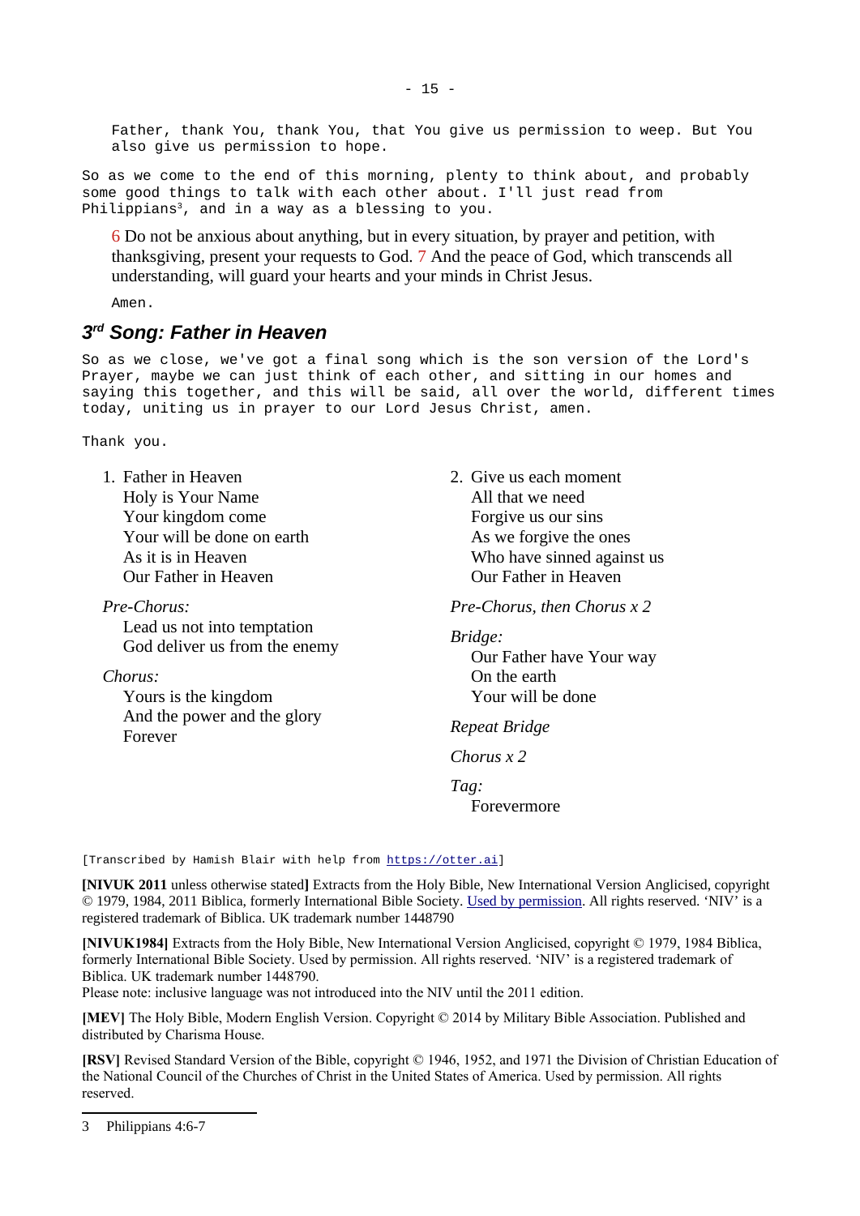Father, thank You, thank You, that You give us permission to weep. But You also give us permission to hope.

So as we come to the end of this morning, plenty to think about, and probably some good things to talk with each other about. I'll just read from Philippians[3], and in a way as a blessing to you.

> 6 Do not be anxious about anything, but in every situation, by prayer and petition, with thanksgiving, present your requests to God. 7 And the peace of God, which transcends all understanding, will guard your hearts and your minds in Christ Jesus.

Amen.

## 3rd Song: Father in Heaven

So as we close, we've got a final song which is the son version of the Lord's Prayer, maybe we can just think of each other, and sitting in our homes and saying this together, and this will be said, all over the world, different times today, uniting us in prayer to our Lord Jesus Christ, amen.

Thank you.

1. Father in Heaven
   Holy is Your Name
   Your kingdom come
   Your will be done on earth
   As it is in Heaven
   Our Father in Heaven

*Pre-Chorus:*
Lead us not into temptation
God deliver us from the enemy

*Chorus:*
Yours is the kingdom
And the power and the glory
Forever

2. Give us each moment
   All that we need
   Forgive us our sins
   As we forgive the ones
   Who have sinned against us
   Our Father in Heaven

*Pre-Chorus, then Chorus x 2*

*Bridge:*
Our Father have Your way
On the earth
Your will be done

*Repeat Bridge*

*Chorus x 2*

*Tag:*
Forevermore

[Transcribed by Hamish Blair with help from https://otter.ai]

**[NIVUK 2011** unless otherwise stated**]** Extracts from the Holy Bible, New International Version Anglicised, copyright © 1979, 1984, 2011 Biblica, formerly International Bible Society. Used by permission. All rights reserved. 'NIV' is a registered trademark of Biblica. UK trademark number 1448790

**[NIVUK1984]** Extracts from the Holy Bible, New International Version Anglicised, copyright © 1979, 1984 Biblica, formerly International Bible Society. Used by permission. All rights reserved. 'NIV' is a registered trademark of Biblica. UK trademark number 1448790.
Please note: inclusive language was not introduced into the NIV until the 2011 edition.

**[MEV]** The Holy Bible, Modern English Version. Copyright © 2014 by Military Bible Association. Published and distributed by Charisma House.

**[RSV]** Revised Standard Version of the Bible, copyright © 1946, 1952, and 1971 the Division of Christian Education of the National Council of the Churches of Christ in the United States of America. Used by permission. All rights reserved.

3 Philippians 4:6-7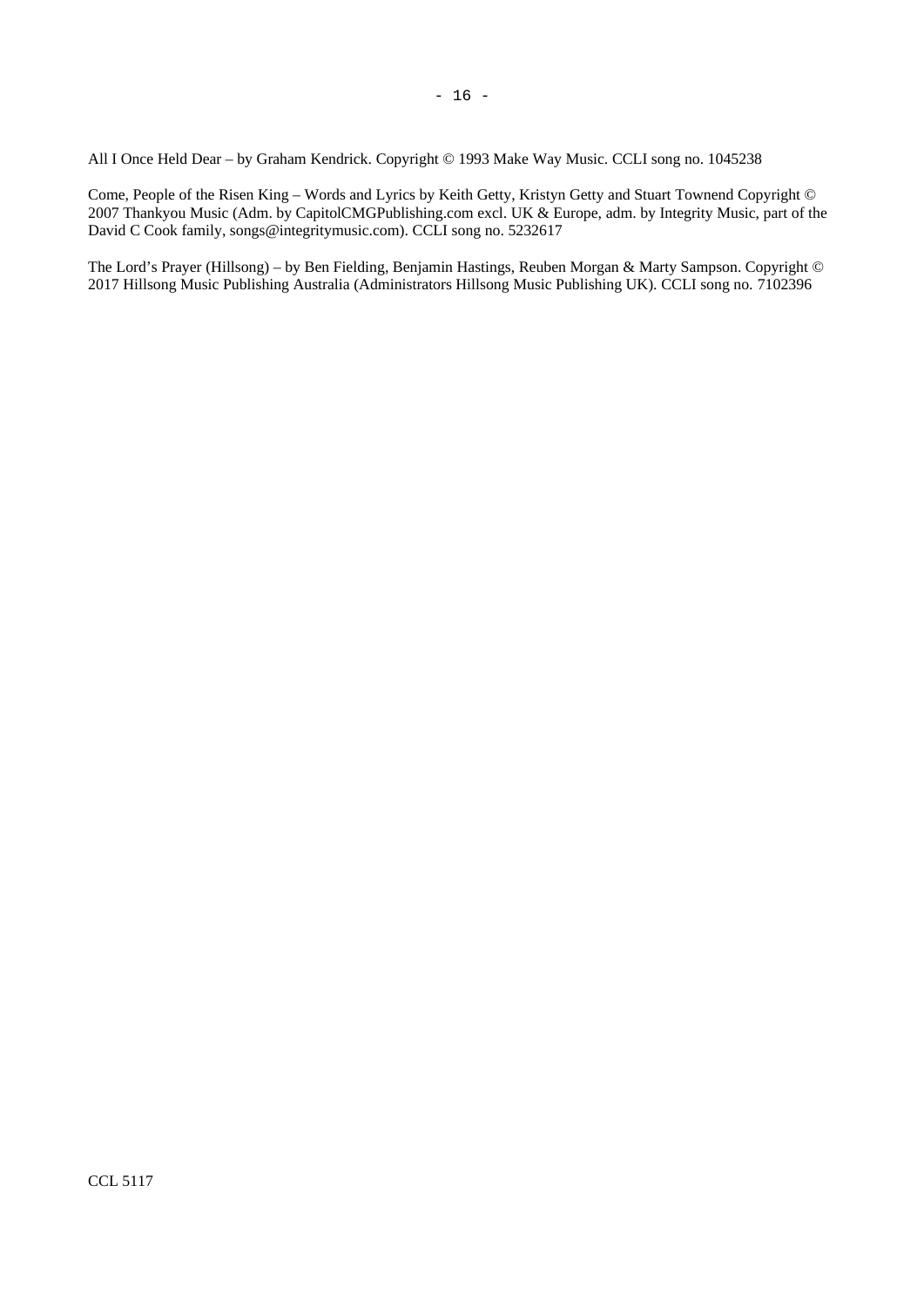All I Once Held Dear – by Graham Kendrick. Copyright © 1993 Make Way Music. CCLI song no. 1045238

Come, People of the Risen King – Words and Lyrics by Keith Getty, Kristyn Getty and Stuart Townend Copyright © 2007 Thankyou Music (Adm. by CapitolCMGPublishing.com excl. UK & Europe, adm. by Integrity Music, part of the David C Cook family, songs@integritymusic.com). CCLI song no. 5232617

The Lord's Prayer (Hillsong) – by Ben Fielding, Benjamin Hastings, Reuben Morgan & Marty Sampson. Copyright © 2017 Hillsong Music Publishing Australia (Administrators Hillsong Music Publishing UK). CCLI song no. 7102396

CCL 5117